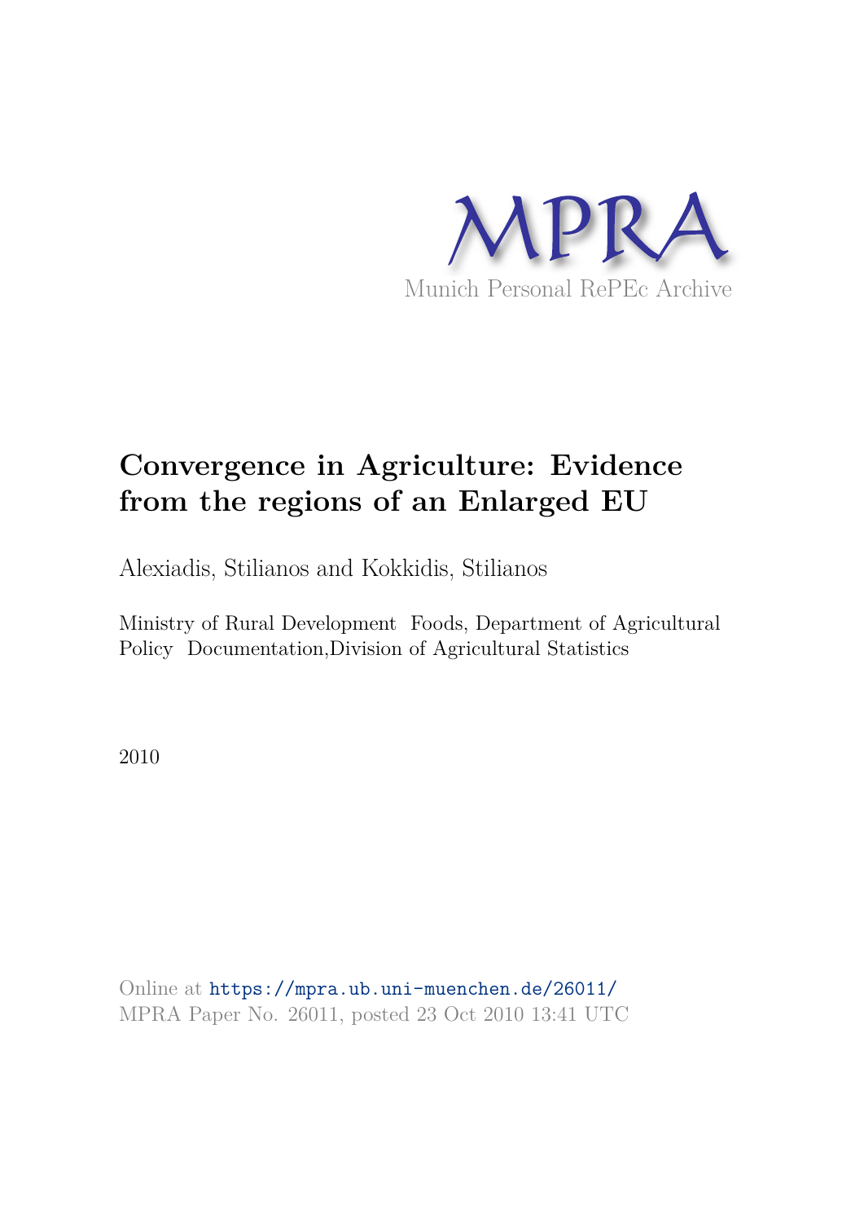MPRA

Munich Personal RePEc Archive

# Convergence in Agriculture: Evidence from the regions of an Enlarged EU

Alexiadis, Stilianos and Kokkidis, Stilianos

Ministry of Rural Development Foods, Department of Agricultural Policy Documentation,Division of Agricultural Statistics

2010

Online at https://mpra.ub.uni-muenchen.de/26011/
MPRA Paper No. 26011, posted 23 Oct 2010 13:41 UTC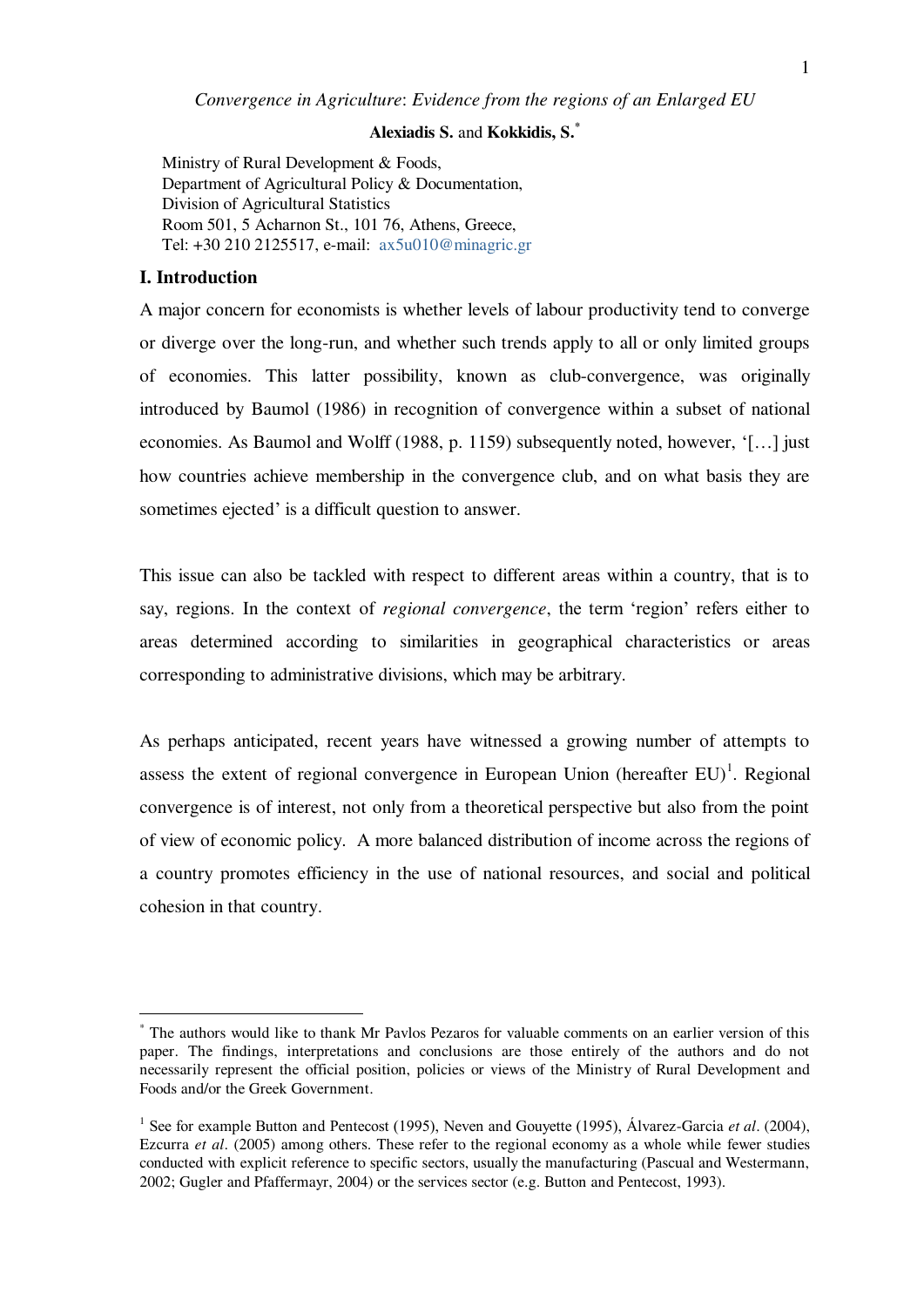*Convergence in Agriculture*: *Evidence from the regions of an Enlarged EU*

**Alexiadis S.** and **Kokkidis, S.**[*]

Ministry of Rural Development & Foods,
Department of Agricultural Policy & Documentation,
Division of Agricultural Statistics
Room 501, 5 Acharnon St., 101 76, Athens, Greece,
Tel: +30 210 2125517, e-mail: ax5u010@minagric.gr

## I. Introduction

A major concern for economists is whether levels of labour productivity tend to converge or diverge over the long-run, and whether such trends apply to all or only limited groups of economies. This latter possibility, known as club-convergence, was originally introduced by Baumol (1986) in recognition of convergence within a subset of national economies. As Baumol and Wolff (1988, p. 1159) subsequently noted, however, '[…] just how countries achieve membership in the convergence club, and on what basis they are sometimes ejected' is a difficult question to answer.

This issue can also be tackled with respect to different areas within a country, that is to say, regions. In the context of *regional convergence*, the term 'region' refers either to areas determined according to similarities in geographical characteristics or areas corresponding to administrative divisions, which may be arbitrary.

As perhaps anticipated, recent years have witnessed a growing number of attempts to assess the extent of regional convergence in European Union (hereafter EU)[1]. Regional convergence is of interest, not only from a theoretical perspective but also from the point of view of economic policy. A more balanced distribution of income across the regions of a country promotes efficiency in the use of national resources, and social and political cohesion in that country.

---

[*] The authors would like to thank Mr Pavlos Pezaros for valuable comments on an earlier version of this paper. The findings, interpretations and conclusions are those entirely of the authors and do not necessarily represent the official position, policies or views of the Ministry of Rural Development and Foods and/or the Greek Government.

[1] See for example Button and Pentecost (1995), Neven and Gouyette (1995), Álvarez-Garcia *et al*. (2004), Ezcurra *et al*. (2005) among others. These refer to the regional economy as a whole while fewer studies conducted with explicit reference to specific sectors, usually the manufacturing (Pascual and Westermann, 2002; Gugler and Pfaffermayr, 2004) or the services sector (e.g. Button and Pentecost, 1993).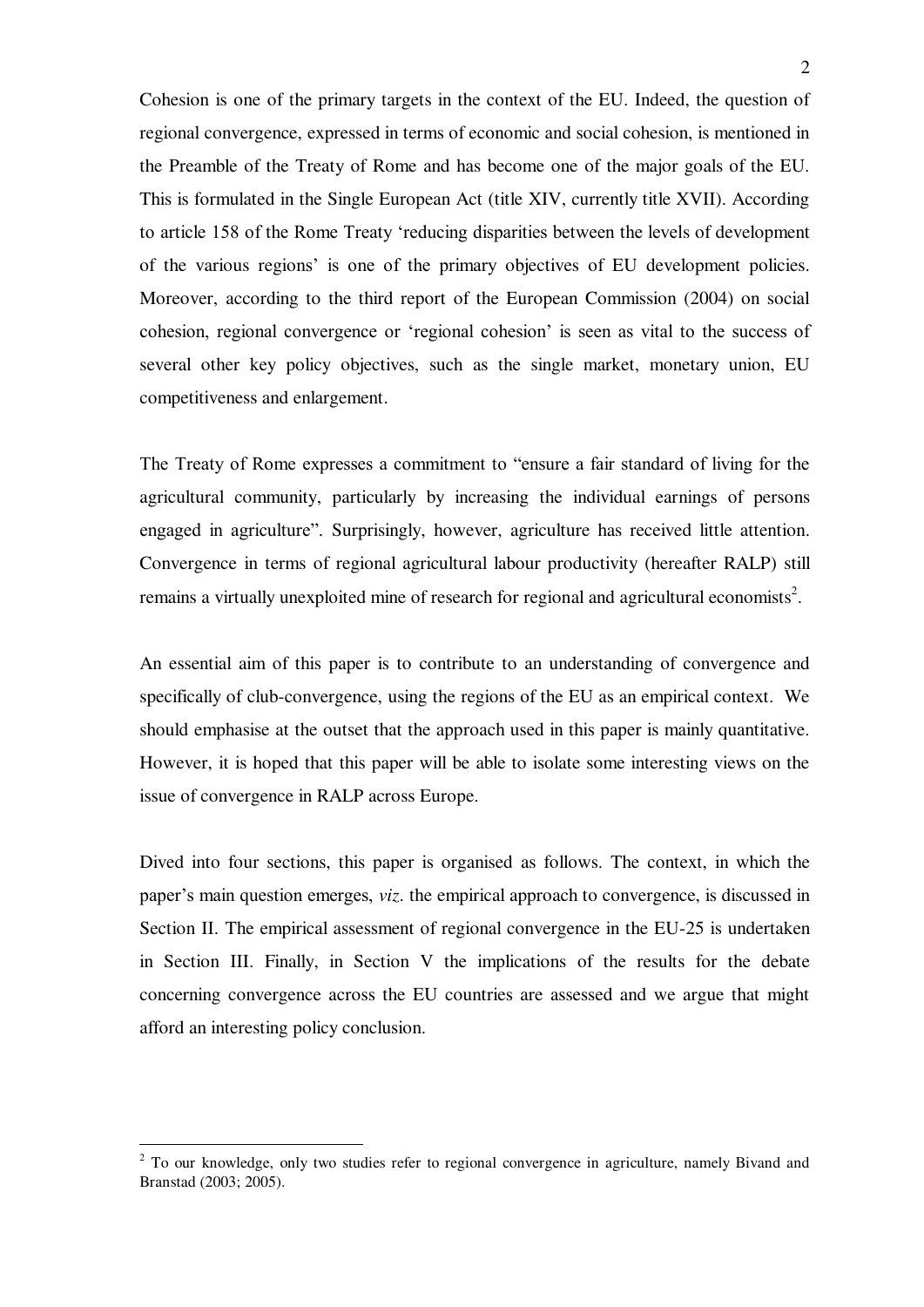Cohesion is one of the primary targets in the context of the EU. Indeed, the question of regional convergence, expressed in terms of economic and social cohesion, is mentioned in the Preamble of the Treaty of Rome and has become one of the major goals of the EU. This is formulated in the Single European Act (title XIV, currently title XVII). According to article 158 of the Rome Treaty 'reducing disparities between the levels of development of the various regions' is one of the primary objectives of EU development policies. Moreover, according to the third report of the European Commission (2004) on social cohesion, regional convergence or 'regional cohesion' is seen as vital to the success of several other key policy objectives, such as the single market, monetary union, EU competitiveness and enlargement.

The Treaty of Rome expresses a commitment to "ensure a fair standard of living for the agricultural community, particularly by increasing the individual earnings of persons engaged in agriculture". Surprisingly, however, agriculture has received little attention. Convergence in terms of regional agricultural labour productivity (hereafter RALP) still remains a virtually unexploited mine of research for regional and agricultural economists[2].

An essential aim of this paper is to contribute to an understanding of convergence and specifically of club-convergence, using the regions of the EU as an empirical context. We should emphasise at the outset that the approach used in this paper is mainly quantitative. However, it is hoped that this paper will be able to isolate some interesting views on the issue of convergence in RALP across Europe.

Dived into four sections, this paper is organised as follows. The context, in which the paper's main question emerges, *viz*. the empirical approach to convergence, is discussed in Section II. The empirical assessment of regional convergence in the EU-25 is undertaken in Section III. Finally, in Section V the implications of the results for the debate concerning convergence across the EU countries are assessed and we argue that might afford an interesting policy conclusion.

---

[2] To our knowledge, only two studies refer to regional convergence in agriculture, namely Bivand and Branstad (2003; 2005).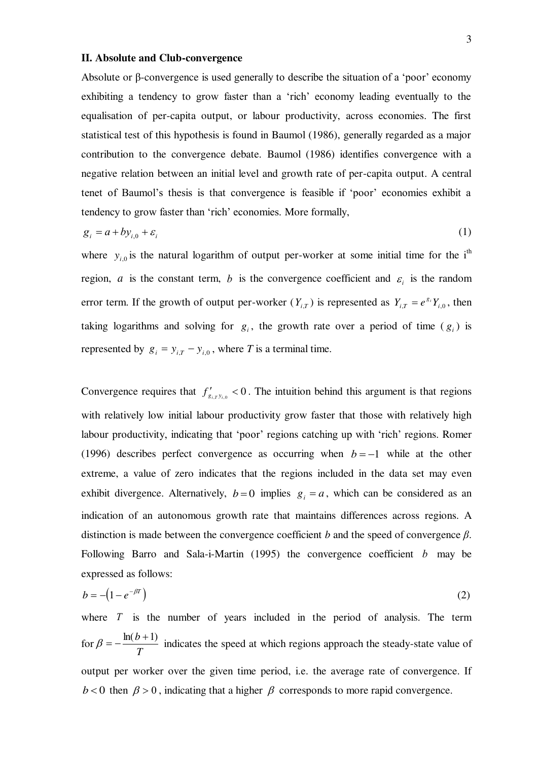## II. Absolute and Club-convergence

Absolute or β-convergence is used generally to describe the situation of a 'poor' economy exhibiting a tendency to grow faster than a 'rich' economy leading eventually to the equalisation of per-capita output, or labour productivity, across economies. The first statistical test of this hypothesis is found in Baumol (1986), generally regarded as a major contribution to the convergence debate. Baumol (1986) identifies convergence with a negative relation between an initial level and growth rate of per-capita output. A central tenet of Baumol's thesis is that convergence is feasible if 'poor' economies exhibit a tendency to grow faster than 'rich' economies. More formally,

$$g_i = a + by_{i,0} + \varepsilon_i \tag{1}$$

where $y_{i,0}$ is the natural logarithm of output per-worker at some initial time for the i[th] region, $a$ is the constant term, $b$ is the convergence coefficient and $\varepsilon_i$ is the random error term. If the growth of output per-worker ($Y_{i,T}$) is represented as $Y_{i,T} = e^{g_i} Y_{i,0}$, then taking logarithms and solving for $g_i$, the growth rate over a period of time ($g_i$) is represented by $g_i = y_{i,T} - y_{i,0}$, where *T* is a terminal time.

Convergence requires that $f'_{g_{i,T} y_{i,0}} < 0$. The intuition behind this argument is that regions with relatively low initial labour productivity grow faster that those with relatively high labour productivity, indicating that 'poor' regions catching up with 'rich' regions. Romer (1996) describes perfect convergence as occurring when $b = -1$ while at the other extreme, a value of zero indicates that the regions included in the data set may even exhibit divergence. Alternatively, $b = 0$ implies $g_i = a$, which can be considered as an indication of an autonomous growth rate that maintains differences across regions. A distinction is made between the convergence coefficient *b* and the speed of convergence *β*. Following Barro and Sala-i-Martin (1995) the convergence coefficient $b$ may be expressed as follows:

$$b = -\left(1 - e^{-\beta T}\right) \tag{2}$$

where $T$ is the number of years included in the period of analysis. The term for $\beta = -\frac{\ln(b+1)}{T}$ indicates the speed at which regions approach the steady-state value of output per worker over the given time period, i.e. the average rate of convergence. If $b < 0$ then $\beta > 0$, indicating that a higher $\beta$ corresponds to more rapid convergence.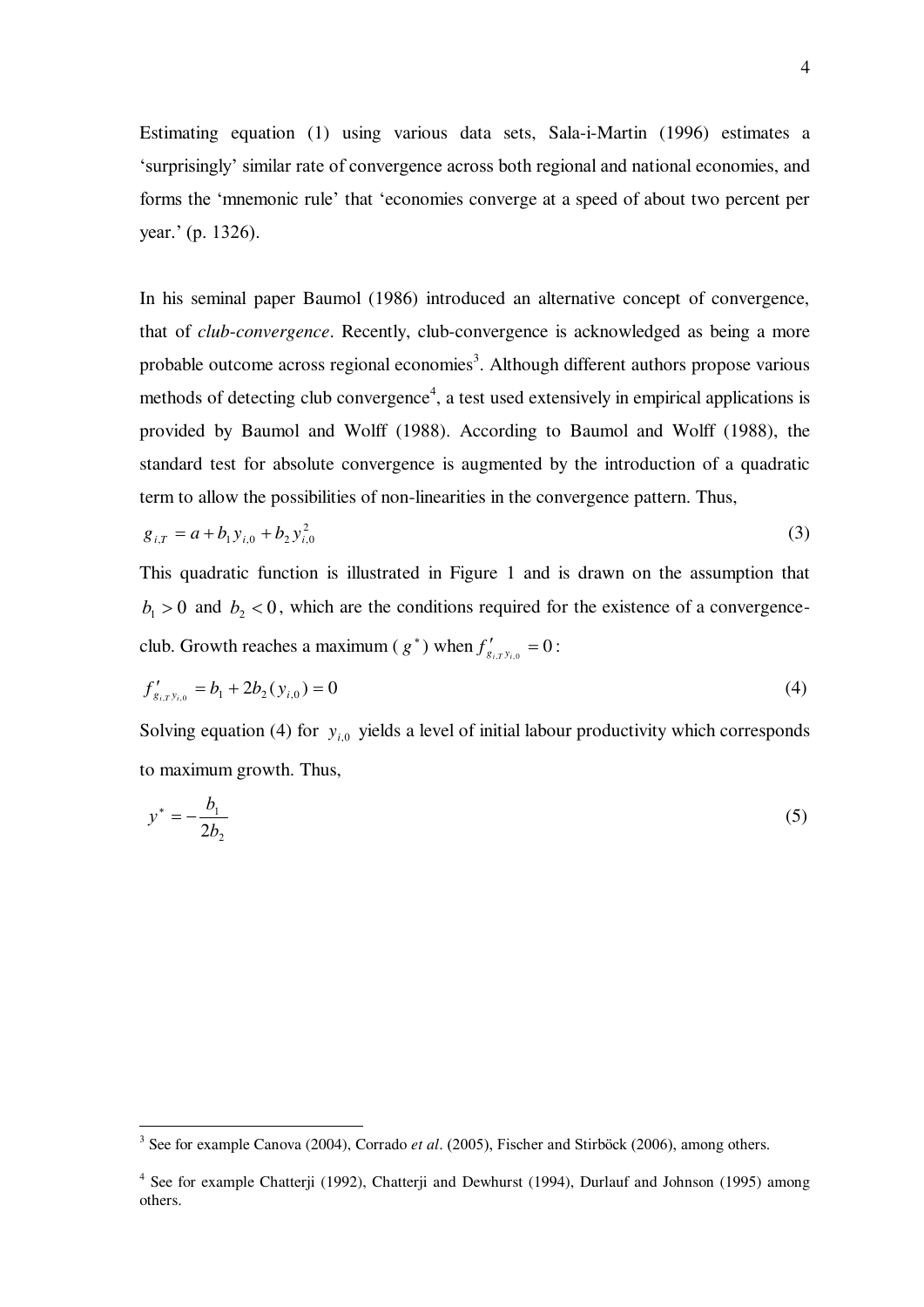Estimating equation (1) using various data sets, Sala-i-Martin (1996) estimates a 'surprisingly' similar rate of convergence across both regional and national economies, and forms the 'mnemonic rule' that 'economies converge at a speed of about two percent per year.' (p. 1326).

In his seminal paper Baumol (1986) introduced an alternative concept of convergence, that of *club-convergence*. Recently, club-convergence is acknowledged as being a more probable outcome across regional economies[3]. Although different authors propose various methods of detecting club convergence[4], a test used extensively in empirical applications is provided by Baumol and Wolff (1988). According to Baumol and Wolff (1988), the standard test for absolute convergence is augmented by the introduction of a quadratic term to allow the possibilities of non-linearities in the convergence pattern. Thus,

$$g_{i,T} = a + b_1 y_{i,0} + b_2 y_{i,0}^2 \tag{3}$$

This quadratic function is illustrated in Figure 1 and is drawn on the assumption that $b_1 > 0$ and $b_2 < 0$, which are the conditions required for the existence of a convergence-club. Growth reaches a maximum ( $g^*$ ) when $f'_{g_{i,T} y_{i,0}} = 0$:

$$f'_{g_{i,T} y_{i,0}} = b_1 + 2b_2 (y_{i,0}) = 0 \tag{4}$$

Solving equation (4) for $y_{i,0}$ yields a level of initial labour productivity which corresponds to maximum growth. Thus,

$$y^* = -\frac{b_1}{2b_2} \tag{5}$$

---

[3] See for example Canova (2004), Corrado *et al*. (2005), Fischer and Stirböck (2006), among others.

[4] See for example Chatterji (1992), Chatterji and Dewhurst (1994), Durlauf and Johnson (1995) among others.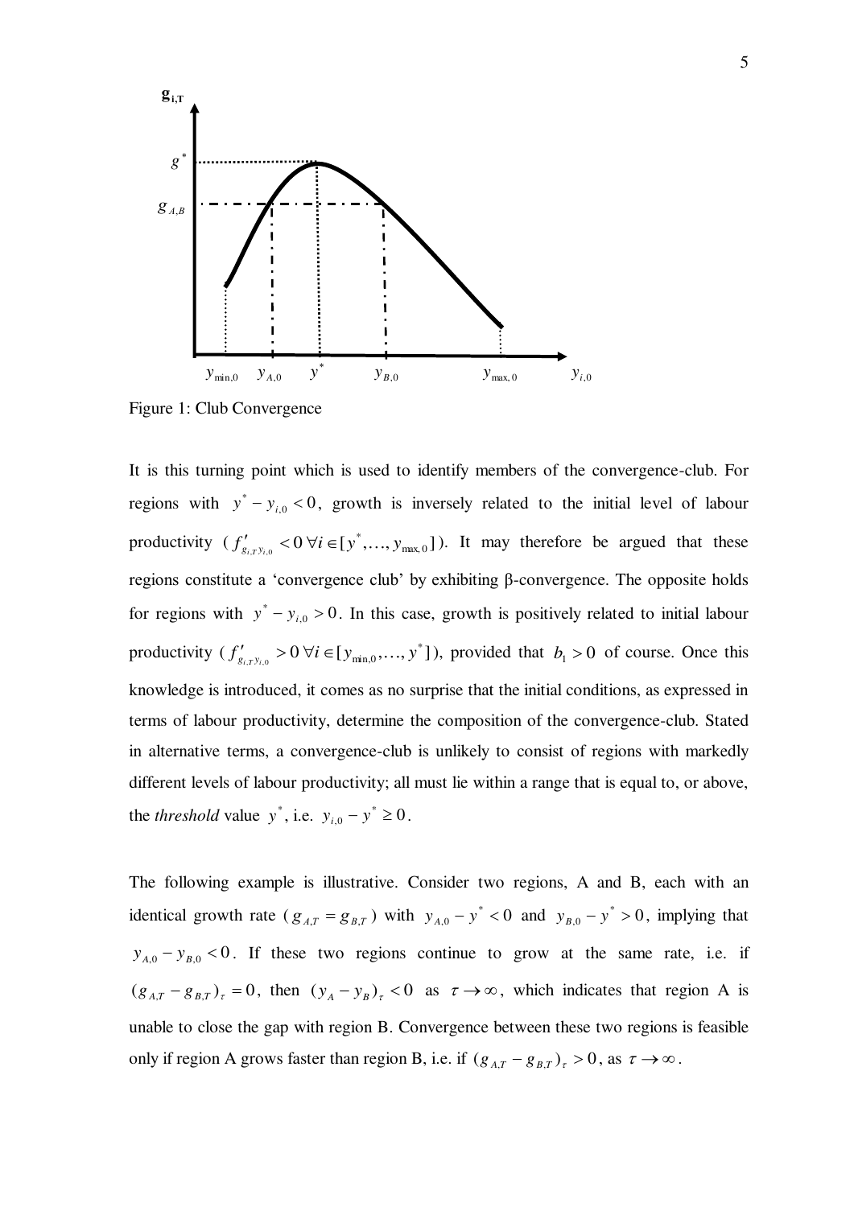Figure 1: Club Convergence

It is this turning point which is used to identify members of the convergence-club. For regions with $y^* - y_{i,0} < 0$, growth is inversely related to the initial level of labour productivity ($f'_{g_{i,T}y_{i,0}} < 0 \; \forall i \in [y^*, \ldots, y_{\max,0}]$). It may therefore be argued that these regions constitute a 'convergence club' by exhibiting β-convergence. The opposite holds for regions with $y^* - y_{i,0} > 0$. In this case, growth is positively related to initial labour productivity ($f'_{g_{i,T}y_{i,0}} > 0 \; \forall i \in [y_{\min,0}, \ldots, y^*]$), provided that $b_1 > 0$ of course. Once this knowledge is introduced, it comes as no surprise that the initial conditions, as expressed in terms of labour productivity, determine the composition of the convergence-club. Stated in alternative terms, a convergence-club is unlikely to consist of regions with markedly different levels of labour productivity; all must lie within a range that is equal to, or above, the *threshold* value $y^*$, i.e. $y_{i,0} - y^* \geq 0$.

The following example is illustrative. Consider two regions, A and B, each with an identical growth rate ($g_{A,T} = g_{B,T}$) with $y_{A,0} - y^* < 0$ and $y_{B,0} - y^* > 0$, implying that $y_{A,0} - y_{B,0} < 0$. If these two regions continue to grow at the same rate, i.e. if $(g_{A,T} - g_{B,T})_\tau = 0$, then $(y_A - y_B)_\tau < 0$ as $\tau \to \infty$, which indicates that region A is unable to close the gap with region B. Convergence between these two regions is feasible only if region A grows faster than region B, i.e. if $(g_{A,T} - g_{B,T})_\tau > 0$, as $\tau \to \infty$.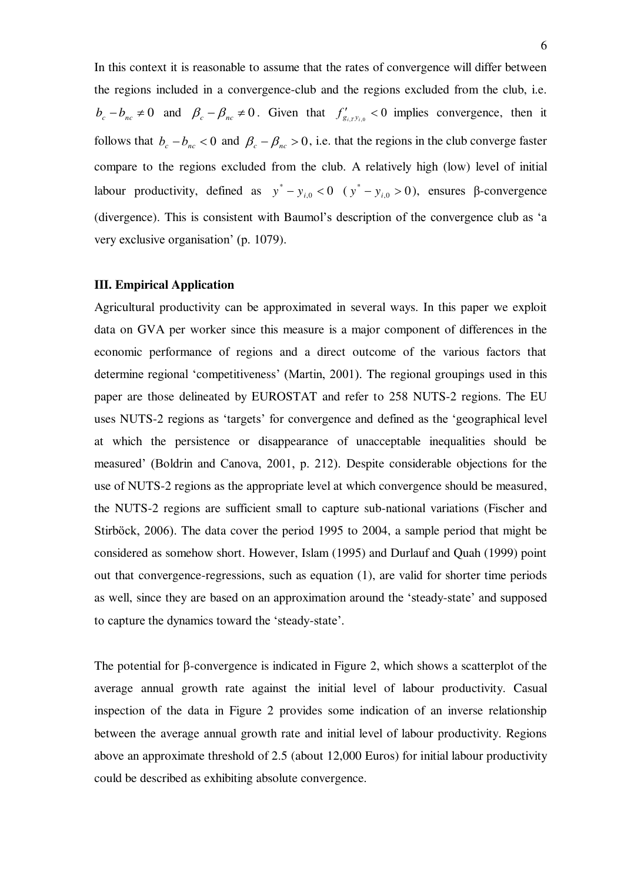In this context it is reasonable to assume that the rates of convergence will differ between the regions included in a convergence-club and the regions excluded from the club, i.e. $b_c - b_{nc} \neq 0$ and $\beta_c - \beta_{nc} \neq 0$. Given that $f'_{g_{i,T} y_{i,0}} < 0$ implies convergence, then it follows that $b_c - b_{nc} < 0$ and $\beta_c - \beta_{nc} > 0$, i.e. that the regions in the club converge faster compare to the regions excluded from the club. A relatively high (low) level of initial labour productivity, defined as $y^* - y_{i,0} < 0$ ($y^* - y_{i,0} > 0$), ensures β-convergence (divergence). This is consistent with Baumol's description of the convergence club as 'a very exclusive organisation' (p. 1079).

### III. Empirical Application

Agricultural productivity can be approximated in several ways. In this paper we exploit data on GVA per worker since this measure is a major component of differences in the economic performance of regions and a direct outcome of the various factors that determine regional 'competitiveness' (Martin, 2001). The regional groupings used in this paper are those delineated by EUROSTAT and refer to 258 NUTS-2 regions. The EU uses NUTS-2 regions as 'targets' for convergence and defined as the 'geographical level at which the persistence or disappearance of unacceptable inequalities should be measured' (Boldrin and Canova, 2001, p. 212). Despite considerable objections for the use of NUTS-2 regions as the appropriate level at which convergence should be measured, the NUTS-2 regions are sufficient small to capture sub-national variations (Fischer and Stirböck, 2006). The data cover the period 1995 to 2004, a sample period that might be considered as somehow short. However, Islam (1995) and Durlauf and Quah (1999) point out that convergence-regressions, such as equation (1), are valid for shorter time periods as well, since they are based on an approximation around the 'steady-state' and supposed to capture the dynamics toward the 'steady-state'.

The potential for β-convergence is indicated in Figure 2, which shows a scatterplot of the average annual growth rate against the initial level of labour productivity. Casual inspection of the data in Figure 2 provides some indication of an inverse relationship between the average annual growth rate and initial level of labour productivity. Regions above an approximate threshold of 2.5 (about 12,000 Euros) for initial labour productivity could be described as exhibiting absolute convergence.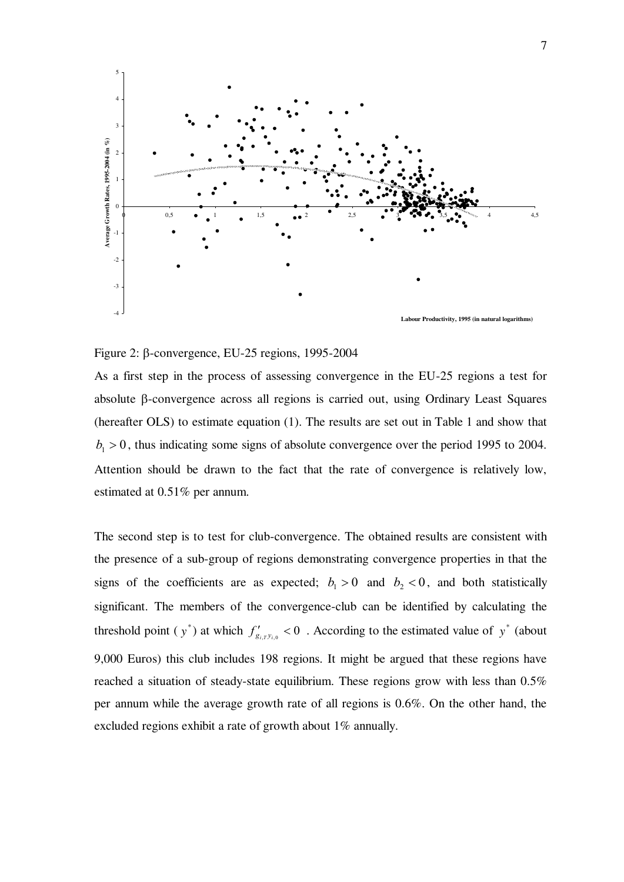Figure 2: β-convergence, EU-25 regions, 1995-2004

As a first step in the process of assessing convergence in the EU-25 regions a test for absolute β-convergence across all regions is carried out, using Ordinary Least Squares (hereafter OLS) to estimate equation (1). The results are set out in Table 1 and show that $b_1 > 0$, thus indicating some signs of absolute convergence over the period 1995 to 2004. Attention should be drawn to the fact that the rate of convergence is relatively low, estimated at 0.51% per annum.

The second step is to test for club-convergence. The obtained results are consistent with the presence of a sub-group of regions demonstrating convergence properties in that the signs of the coefficients are as expected; $b_1 > 0$ and $b_2 < 0$, and both statistically significant. The members of the convergence-club can be identified by calculating the threshold point ($y^*$) at which $f'_{g_{i,T} y_{i,0}} < 0$. According to the estimated value of $y^*$ (about 9,000 Euros) this club includes 198 regions. It might be argued that these regions have reached a situation of steady-state equilibrium. These regions grow with less than 0.5% per annum while the average growth rate of all regions is 0.6%. On the other hand, the excluded regions exhibit a rate of growth about 1% annually.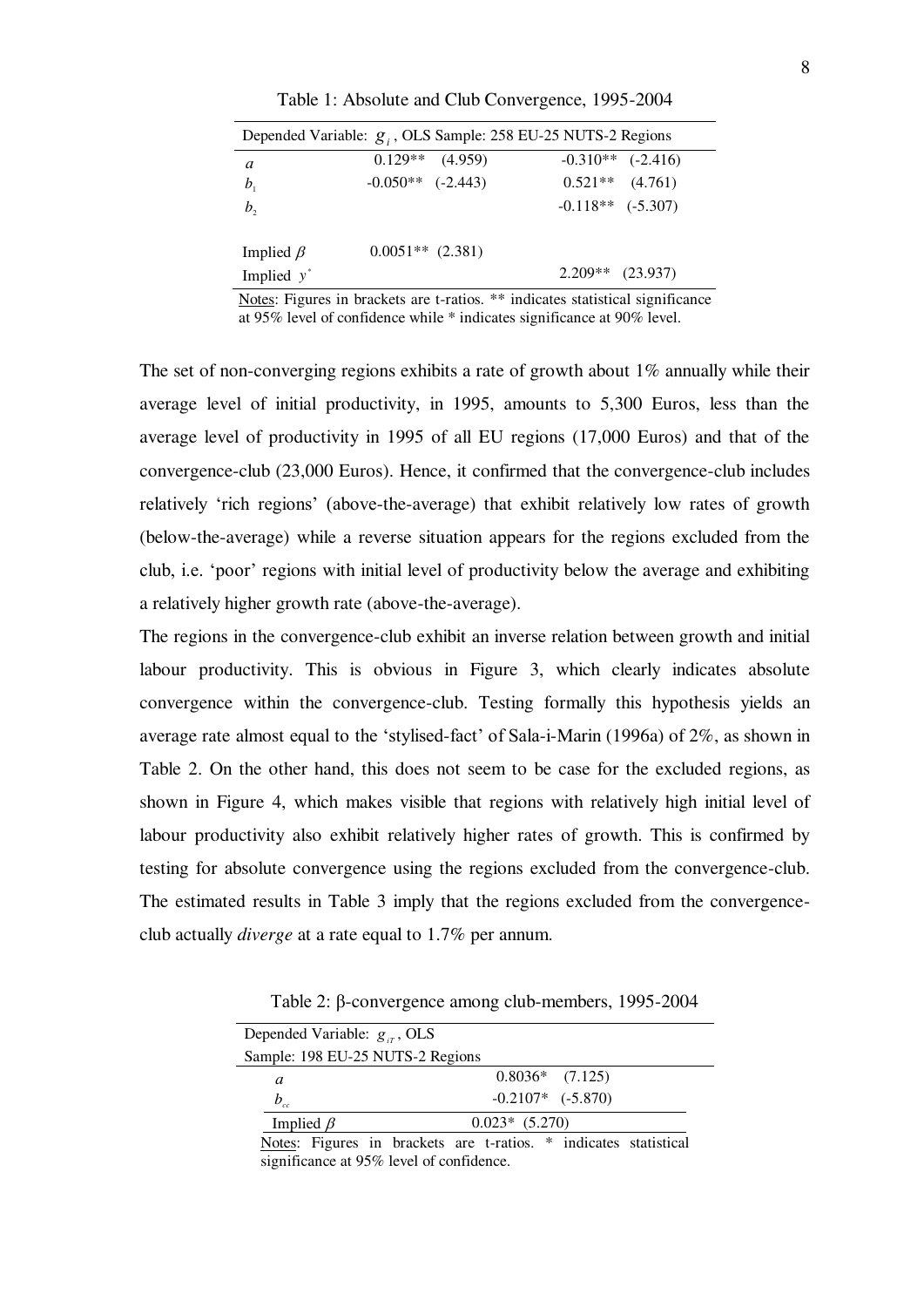Table 1: Absolute and Club Convergence, 1995-2004

| Depended Variable: $g_i$, OLS Sample: 258 EU-25 NUTS-2 Regions | | |
|---|---|---|
| $a$ | 0.129** (4.959) | -0.310** (-2.416) |
| $b_1$ | -0.050** (-2.443) | 0.521** (4.761) |
| $b_2$ | | -0.118** (-5.307) |
| Implied $\beta$ | 0.0051** (2.381) | |
| Implied $y^*$ | | 2.209** (23.937) |

Notes: Figures in brackets are t-ratios. ** indicates statistical significance at 95% level of confidence while * indicates significance at 90% level.

The set of non-converging regions exhibits a rate of growth about 1% annually while their average level of initial productivity, in 1995, amounts to 5,300 Euros, less than the average level of productivity in 1995 of all EU regions (17,000 Euros) and that of the convergence-club (23,000 Euros). Hence, it confirmed that the convergence-club includes relatively 'rich regions' (above-the-average) that exhibit relatively low rates of growth (below-the-average) while a reverse situation appears for the regions excluded from the club, i.e. 'poor' regions with initial level of productivity below the average and exhibiting a relatively higher growth rate (above-the-average).

The regions in the convergence-club exhibit an inverse relation between growth and initial labour productivity. This is obvious in Figure 3, which clearly indicates absolute convergence within the convergence-club. Testing formally this hypothesis yields an average rate almost equal to the 'stylised-fact' of Sala-i-Marin (1996a) of 2%, as shown in Table 2. On the other hand, this does not seem to be case for the excluded regions, as shown in Figure 4, which makes visible that regions with relatively high initial level of labour productivity also exhibit relatively higher rates of growth. This is confirmed by testing for absolute convergence using the regions excluded from the convergence-club. The estimated results in Table 3 imply that the regions excluded from the convergence-club actually *diverge* at a rate equal to 1.7% per annum.

Table 2: β-convergence among club-members, 1995-2004

| Depended Variable: $g_{iT}$, OLS Sample: 198 EU-25 NUTS-2 Regions | |
|---|---|
| $a$ | 0.8036* (7.125) |
| $b_{cc}$ | -0.2107* (-5.870) |
| Implied $\beta$ | 0.023* (5.270) |

Notes: Figures in brackets are t-ratios. * indicates statistical significance at 95% level of confidence.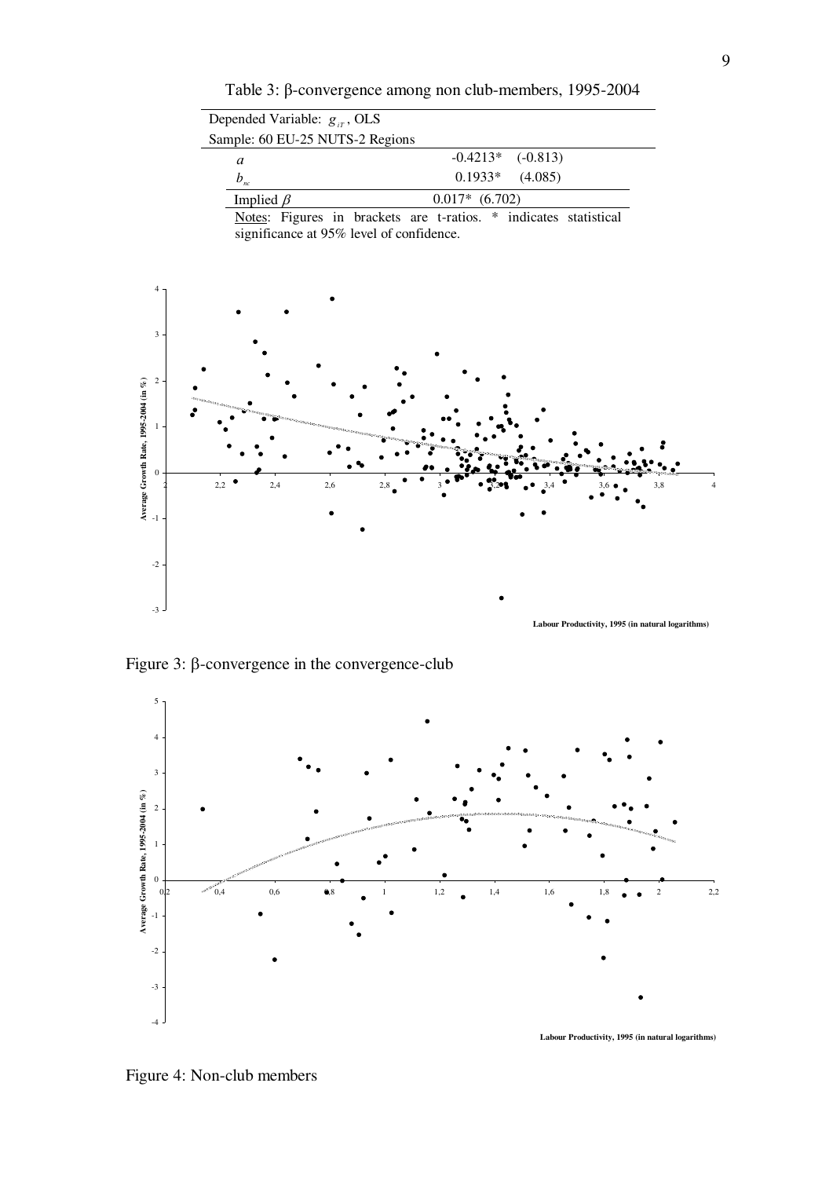Table 3: β-convergence among non club-members, 1995-2004

| Depended Variable: $g_{iT}$, OLS | |
|---|---|
| Sample: 60 EU-25 NUTS-2 Regions | |
| $a$ | -0.4213* (-0.813) |
| $b_{nc}$ | 0.1933* (4.085) |
| Implied $\beta$ | 0.017* (6.702) |

Notes: Figures in brackets are t-ratios. * indicates statistical significance at 95% level of confidence.

Figure 3: β-convergence in the convergence-club

Figure 4: Non-club members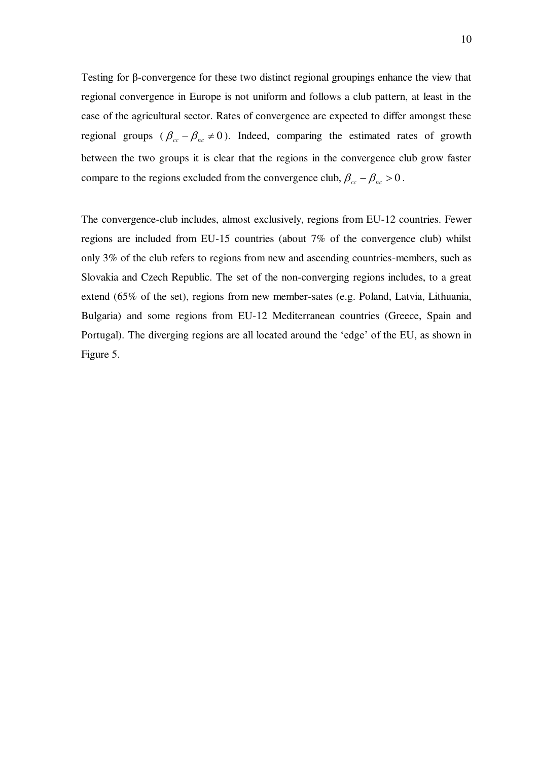Testing for β-convergence for these two distinct regional groupings enhance the view that regional convergence in Europe is not uniform and follows a club pattern, at least in the case of the agricultural sector. Rates of convergence are expected to differ amongst these regional groups ($\beta_{cc} - \beta_{nc} \neq 0$). Indeed, comparing the estimated rates of growth between the two groups it is clear that the regions in the convergence club grow faster compare to the regions excluded from the convergence club, $\beta_{cc} - \beta_{nc} > 0$.

The convergence-club includes, almost exclusively, regions from EU-12 countries. Fewer regions are included from EU-15 countries (about 7% of the convergence club) whilst only 3% of the club refers to regions from new and ascending countries-members, such as Slovakia and Czech Republic. The set of the non-converging regions includes, to a great extend (65% of the set), regions from new member-sates (e.g. Poland, Latvia, Lithuania, Bulgaria) and some regions from EU-12 Mediterranean countries (Greece, Spain and Portugal). The diverging regions are all located around the 'edge' of the EU, as shown in Figure 5.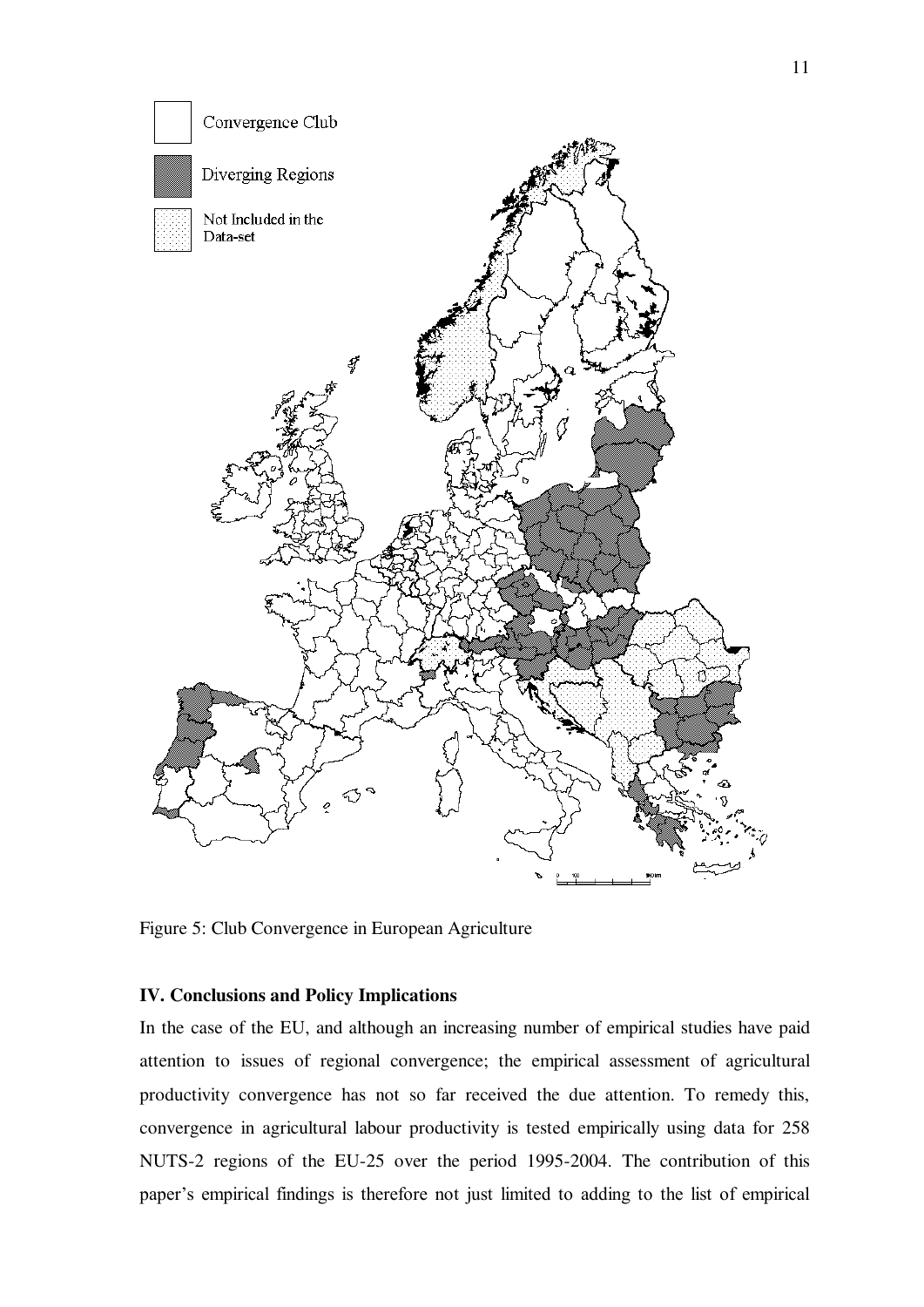Figure 5: Club Convergence in European Agriculture

## IV. Conclusions and Policy Implications

In the case of the EU, and although an increasing number of empirical studies have paid attention to issues of regional convergence; the empirical assessment of agricultural productivity convergence has not so far received the due attention. To remedy this, convergence in agricultural labour productivity is tested empirically using data for 258 NUTS-2 regions of the EU-25 over the period 1995-2004. The contribution of this paper's empirical findings is therefore not just limited to adding to the list of empirical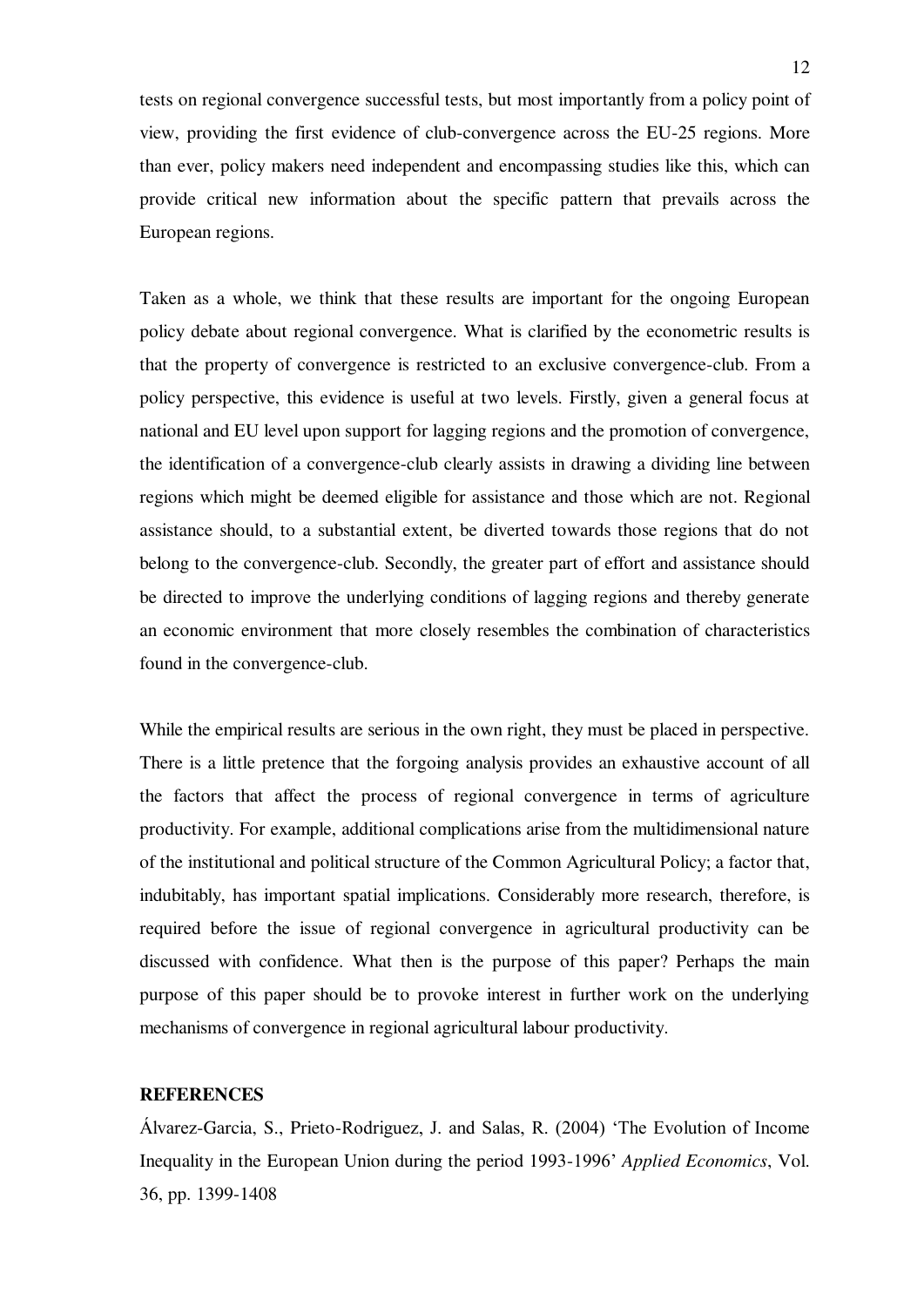tests on regional convergence successful tests, but most importantly from a policy point of view, providing the first evidence of club-convergence across the EU-25 regions. More than ever, policy makers need independent and encompassing studies like this, which can provide critical new information about the specific pattern that prevails across the European regions.

Taken as a whole, we think that these results are important for the ongoing European policy debate about regional convergence. What is clarified by the econometric results is that the property of convergence is restricted to an exclusive convergence-club. From a policy perspective, this evidence is useful at two levels. Firstly, given a general focus at national and EU level upon support for lagging regions and the promotion of convergence, the identification of a convergence-club clearly assists in drawing a dividing line between regions which might be deemed eligible for assistance and those which are not. Regional assistance should, to a substantial extent, be diverted towards those regions that do not belong to the convergence-club. Secondly, the greater part of effort and assistance should be directed to improve the underlying conditions of lagging regions and thereby generate an economic environment that more closely resembles the combination of characteristics found in the convergence-club.

While the empirical results are serious in the own right, they must be placed in perspective. There is a little pretence that the forgoing analysis provides an exhaustive account of all the factors that affect the process of regional convergence in terms of agriculture productivity. For example, additional complications arise from the multidimensional nature of the institutional and political structure of the Common Agricultural Policy; a factor that, indubitably, has important spatial implications. Considerably more research, therefore, is required before the issue of regional convergence in agricultural productivity can be discussed with confidence. What then is the purpose of this paper? Perhaps the main purpose of this paper should be to provoke interest in further work on the underlying mechanisms of convergence in regional agricultural labour productivity.

## REFERENCES

Álvarez-Garcia, S., Prieto-Rodriguez, J. and Salas, R. (2004) 'The Evolution of Income Inequality in the European Union during the period 1993-1996' *Applied Economics*, Vol. 36, pp. 1399-1408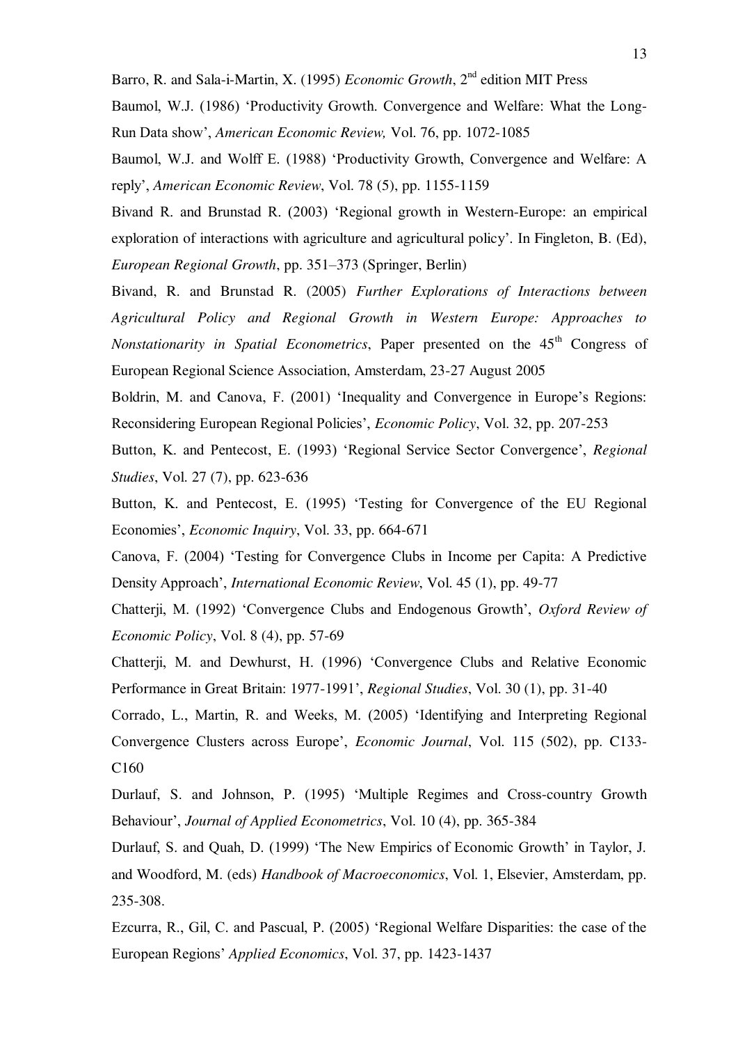Barro, R. and Sala-i-Martin, X. (1995) *Economic Growth*, 2nd edition MIT Press

Baumol, W.J. (1986) 'Productivity Growth. Convergence and Welfare: What the Long-Run Data show', *American Economic Review,* Vol. 76, pp. 1072-1085

Baumol, W.J. and Wolff E. (1988) 'Productivity Growth, Convergence and Welfare: A reply', *American Economic Review*, Vol. 78 (5), pp. 1155-1159

Bivand R. and Brunstad R. (2003) 'Regional growth in Western-Europe: an empirical exploration of interactions with agriculture and agricultural policy'. In Fingleton, B. (Ed), *European Regional Growth*, pp. 351–373 (Springer, Berlin)

Bivand, R. and Brunstad R. (2005) *Further Explorations of Interactions between Agricultural Policy and Regional Growth in Western Europe: Approaches to Nonstationarity in Spatial Econometrics*, Paper presented on the 45th Congress of European Regional Science Association, Amsterdam, 23-27 August 2005

Boldrin, M. and Canova, F. (2001) 'Inequality and Convergence in Europe's Regions: Reconsidering European Regional Policies', *Economic Policy*, Vol. 32, pp. 207-253

Button, K. and Pentecost, E. (1993) 'Regional Service Sector Convergence', *Regional Studies*, Vol. 27 (7), pp. 623-636

Button, K. and Pentecost, E. (1995) 'Testing for Convergence of the EU Regional Economies', *Economic Inquiry*, Vol. 33, pp. 664-671

Canova, F. (2004) 'Testing for Convergence Clubs in Income per Capita: A Predictive Density Approach', *International Economic Review*, Vol. 45 (1), pp. 49-77

Chatterji, M. (1992) 'Convergence Clubs and Endogenous Growth', *Oxford Review of Economic Policy*, Vol. 8 (4), pp. 57-69

Chatterji, M. and Dewhurst, H. (1996) 'Convergence Clubs and Relative Economic Performance in Great Britain: 1977-1991', *Regional Studies*, Vol. 30 (1), pp. 31-40

Corrado, L., Martin, R. and Weeks, M. (2005) 'Identifying and Interpreting Regional Convergence Clusters across Europe', *Economic Journal*, Vol. 115 (502), pp. C133-C160

Durlauf, S. and Johnson, P. (1995) 'Multiple Regimes and Cross-country Growth Behaviour', *Journal of Applied Econometrics*, Vol. 10 (4), pp. 365-384

Durlauf, S. and Quah, D. (1999) 'The New Empirics of Economic Growth' in Taylor, J. and Woodford, M. (eds) *Handbook of Macroeconomics*, Vol. 1, Elsevier, Amsterdam, pp. 235-308.

Ezcurra, R., Gil, C. and Pascual, P. (2005) 'Regional Welfare Disparities: the case of the European Regions' *Applied Economics*, Vol. 37, pp. 1423-1437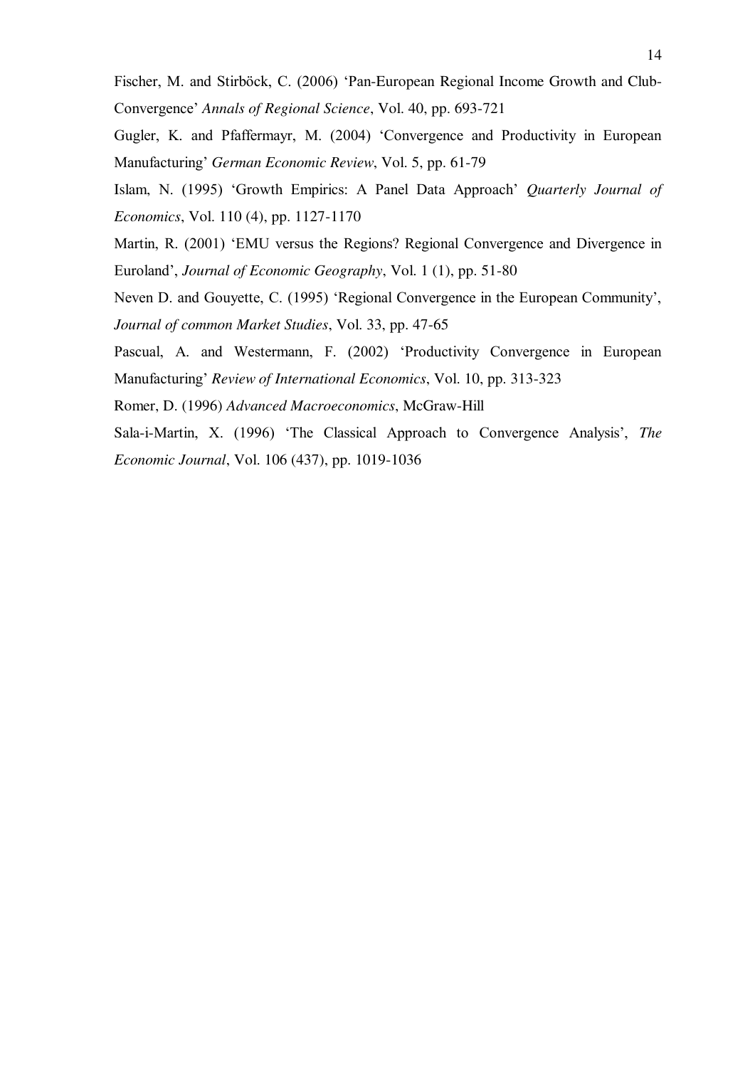Fischer, M. and Stirböck, C. (2006) 'Pan-European Regional Income Growth and Club-Convergence' *Annals of Regional Science*, Vol. 40, pp. 693-721

Gugler, K. and Pfaffermayr, M. (2004) 'Convergence and Productivity in European Manufacturing' *German Economic Review*, Vol. 5, pp. 61-79

Islam, N. (1995) 'Growth Empirics: A Panel Data Approach' *Quarterly Journal of Economics*, Vol. 110 (4), pp. 1127-1170

Martin, R. (2001) 'EMU versus the Regions? Regional Convergence and Divergence in Euroland', *Journal of Economic Geography*, Vol. 1 (1), pp. 51-80

Neven D. and Gouyette, C. (1995) 'Regional Convergence in the European Community', *Journal of common Market Studies*, Vol. 33, pp. 47-65

Pascual, A. and Westermann, F. (2002) 'Productivity Convergence in European Manufacturing' *Review of International Economics*, Vol. 10, pp. 313-323

Romer, D. (1996) *Advanced Macroeconomics*, McGraw-Hill

Sala-i-Martin, X. (1996) 'The Classical Approach to Convergence Analysis', *The Economic Journal*, Vol. 106 (437), pp. 1019-1036